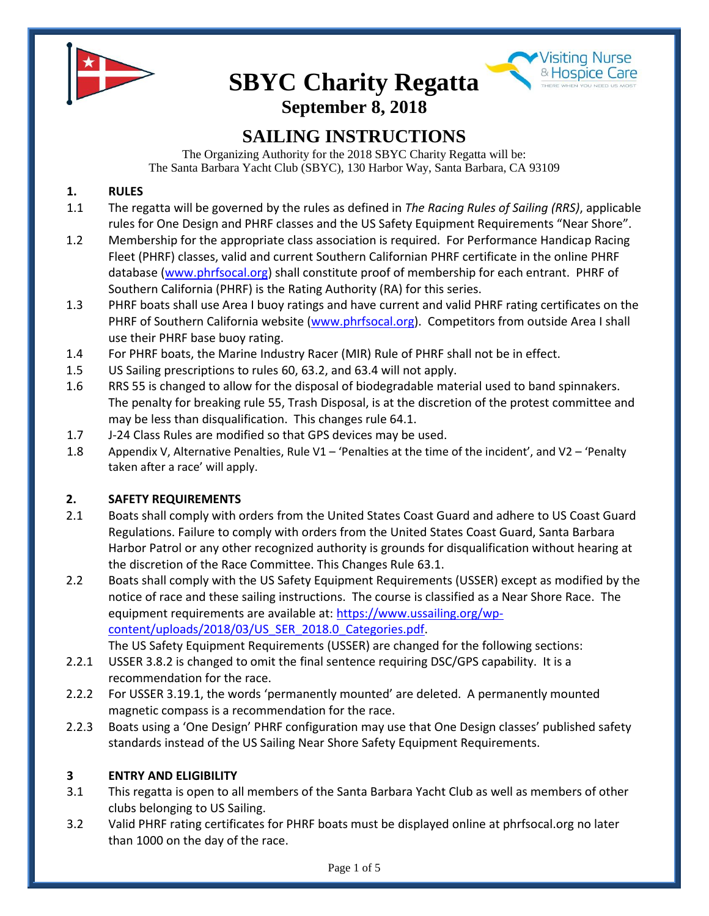# SBYC Charity Regatta

## September 8, 2018

## SAILING INSTRUCTIONS

The Organizing Authority for the 2018 SBYC Charity Regatta will be:
The Santa Barbara Yacht Club (SBYC), 130 Harbor Way, Santa Barbara, CA 93109

### 1. RULES

1.1 The regatta will be governed by the rules as defined in *The Racing Rules of Sailing (RRS)*, applicable rules for One Design and PHRF classes and the US Safety Equipment Requirements "Near Shore".

1.2 Membership for the appropriate class association is required. For Performance Handicap Racing Fleet (PHRF) classes, valid and current Southern Californian PHRF certificate in the online PHRF database (www.phrfsocal.org) shall constitute proof of membership for each entrant. PHRF of Southern California (PHRF) is the Rating Authority (RA) for this series.

1.3 PHRF boats shall use Area I buoy ratings and have current and valid PHRF rating certificates on the PHRF of Southern California website (www.phrfsocal.org). Competitors from outside Area I shall use their PHRF base buoy rating.

1.4 For PHRF boats, the Marine Industry Racer (MIR) Rule of PHRF shall not be in effect.

1.5 US Sailing prescriptions to rules 60, 63.2, and 63.4 will not apply.

1.6 RRS 55 is changed to allow for the disposal of biodegradable material used to band spinnakers. The penalty for breaking rule 55, Trash Disposal, is at the discretion of the protest committee and may be less than disqualification. This changes rule 64.1.

1.7 J-24 Class Rules are modified so that GPS devices may be used.

1.8 Appendix V, Alternative Penalties, Rule V1 – 'Penalties at the time of the incident', and V2 – 'Penalty taken after a race' will apply.

### 2. SAFETY REQUIREMENTS

2.1 Boats shall comply with orders from the United States Coast Guard and adhere to US Coast Guard Regulations. Failure to comply with orders from the United States Coast Guard, Santa Barbara Harbor Patrol or any other recognized authority is grounds for disqualification without hearing at the discretion of the Race Committee. This Changes Rule 63.1.

2.2 Boats shall comply with the US Safety Equipment Requirements (USSER) except as modified by the notice of race and these sailing instructions. The course is classified as a Near Shore Race. The equipment requirements are available at: https://www.ussailing.org/wp-content/uploads/2018/03/US_SER_2018.0_Categories.pdf.
The US Safety Equipment Requirements (USSER) are changed for the following sections:

2.2.1 USSER 3.8.2 is changed to omit the final sentence requiring DSC/GPS capability. It is a recommendation for the race.

2.2.2 For USSER 3.19.1, the words 'permanently mounted' are deleted. A permanently mounted magnetic compass is a recommendation for the race.

2.2.3 Boats using a 'One Design' PHRF configuration may use that One Design classes' published safety standards instead of the US Sailing Near Shore Safety Equipment Requirements.

### 3 ENTRY AND ELIGIBILITY

3.1 This regatta is open to all members of the Santa Barbara Yacht Club as well as members of other clubs belonging to US Sailing.

3.2 Valid PHRF rating certificates for PHRF boats must be displayed online at phrfsocal.org no later than 1000 on the day of the race.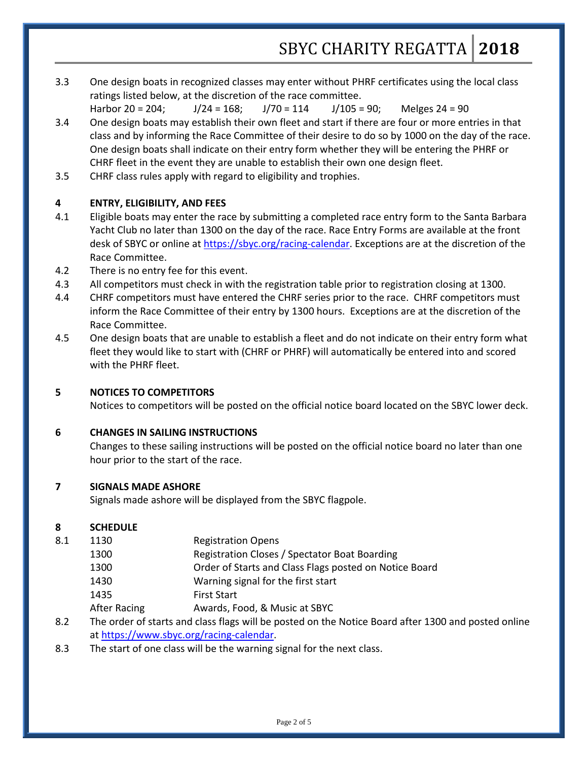3.3 One design boats in recognized classes may enter without PHRF certificates using the local class ratings listed below, at the discretion of the race committee.
Harbor 20 = 204; J/24 = 168; J/70 = 114 J/105 = 90; Melges 24 = 90

3.4 One design boats may establish their own fleet and start if there are four or more entries in that class and by informing the Race Committee of their desire to do so by 1000 on the day of the race. One design boats shall indicate on their entry form whether they will be entering the PHRF or CHRF fleet in the event they are unable to establish their own one design fleet.

3.5 CHRF class rules apply with regard to eligibility and trophies.

## 4 ENTRY, ELIGIBILITY, AND FEES

4.1 Eligible boats may enter the race by submitting a completed race entry form to the Santa Barbara Yacht Club no later than 1300 on the day of the race. Race Entry Forms are available at the front desk of SBYC or online at https://sbyc.org/racing-calendar. Exceptions are at the discretion of the Race Committee.

4.2 There is no entry fee for this event.

4.3 All competitors must check in with the registration table prior to registration closing at 1300.

4.4 CHRF competitors must have entered the CHRF series prior to the race. CHRF competitors must inform the Race Committee of their entry by 1300 hours. Exceptions are at the discretion of the Race Committee.

4.5 One design boats that are unable to establish a fleet and do not indicate on their entry form what fleet they would like to start with (CHRF or PHRF) will automatically be entered into and scored with the PHRF fleet.

## 5 NOTICES TO COMPETITORS

Notices to competitors will be posted on the official notice board located on the SBYC lower deck.

## 6 CHANGES IN SAILING INSTRUCTIONS

Changes to these sailing instructions will be posted on the official notice board no later than one hour prior to the start of the race.

## 7 SIGNALS MADE ASHORE

Signals made ashore will be displayed from the SBYC flagpole.

## 8 SCHEDULE

8.1

| | |
|---|---|
| 1130 | Registration Opens |
| 1300 | Registration Closes / Spectator Boat Boarding |
| 1300 | Order of Starts and Class Flags posted on Notice Board |
| 1430 | Warning signal for the first start |
| 1435 | First Start |
| After Racing | Awards, Food, & Music at SBYC |

8.2 The order of starts and class flags will be posted on the Notice Board after 1300 and posted online at https://www.sbyc.org/racing-calendar.

8.3 The start of one class will be the warning signal for the next class.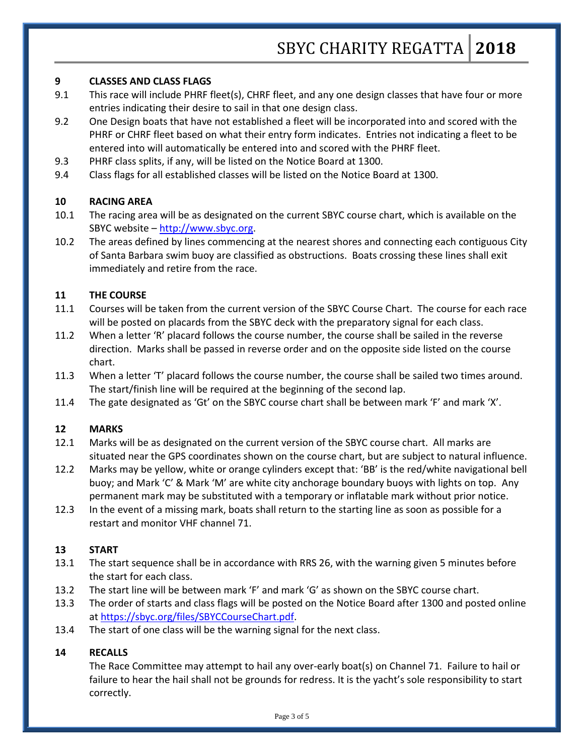## 9 CLASSES AND CLASS FLAGS

9.1 This race will include PHRF fleet(s), CHRF fleet, and any one design classes that have four or more entries indicating their desire to sail in that one design class.

9.2 One Design boats that have not established a fleet will be incorporated into and scored with the PHRF or CHRF fleet based on what their entry form indicates. Entries not indicating a fleet to be entered into will automatically be entered into and scored with the PHRF fleet.

9.3 PHRF class splits, if any, will be listed on the Notice Board at 1300.

9.4 Class flags for all established classes will be listed on the Notice Board at 1300.

## 10 RACING AREA

10.1 The racing area will be as designated on the current SBYC course chart, which is available on the SBYC website – [http://www.sbyc.org](http://www.sbyc.org).

10.2 The areas defined by lines commencing at the nearest shores and connecting each contiguous City of Santa Barbara swim buoy are classified as obstructions. Boats crossing these lines shall exit immediately and retire from the race.

## 11 THE COURSE

11.1 Courses will be taken from the current version of the SBYC Course Chart. The course for each race will be posted on placards from the SBYC deck with the preparatory signal for each class.

11.2 When a letter 'R' placard follows the course number, the course shall be sailed in the reverse direction. Marks shall be passed in reverse order and on the opposite side listed on the course chart.

11.3 When a letter 'T' placard follows the course number, the course shall be sailed two times around. The start/finish line will be required at the beginning of the second lap.

11.4 The gate designated as 'Gt' on the SBYC course chart shall be between mark 'F' and mark 'X'.

## 12 MARKS

12.1 Marks will be as designated on the current version of the SBYC course chart. All marks are situated near the GPS coordinates shown on the course chart, but are subject to natural influence.

12.2 Marks may be yellow, white or orange cylinders except that: 'BB' is the red/white navigational bell buoy; and Mark 'C' & Mark 'M' are white city anchorage boundary buoys with lights on top. Any permanent mark may be substituted with a temporary or inflatable mark without prior notice.

12.3 In the event of a missing mark, boats shall return to the starting line as soon as possible for a restart and monitor VHF channel 71.

## 13 START

13.1 The start sequence shall be in accordance with RRS 26, with the warning given 5 minutes before the start for each class.

13.2 The start line will be between mark 'F' and mark 'G' as shown on the SBYC course chart.

13.3 The order of starts and class flags will be posted on the Notice Board after 1300 and posted online at [https://sbyc.org/files/SBYCCourseChart.pdf](https://sbyc.org/files/SBYCCourseChart.pdf).

13.4 The start of one class will be the warning signal for the next class.

## 14 RECALLS

The Race Committee may attempt to hail any over-early boat(s) on Channel 71. Failure to hail or failure to hear the hail shall not be grounds for redress. It is the yacht's sole responsibility to start correctly.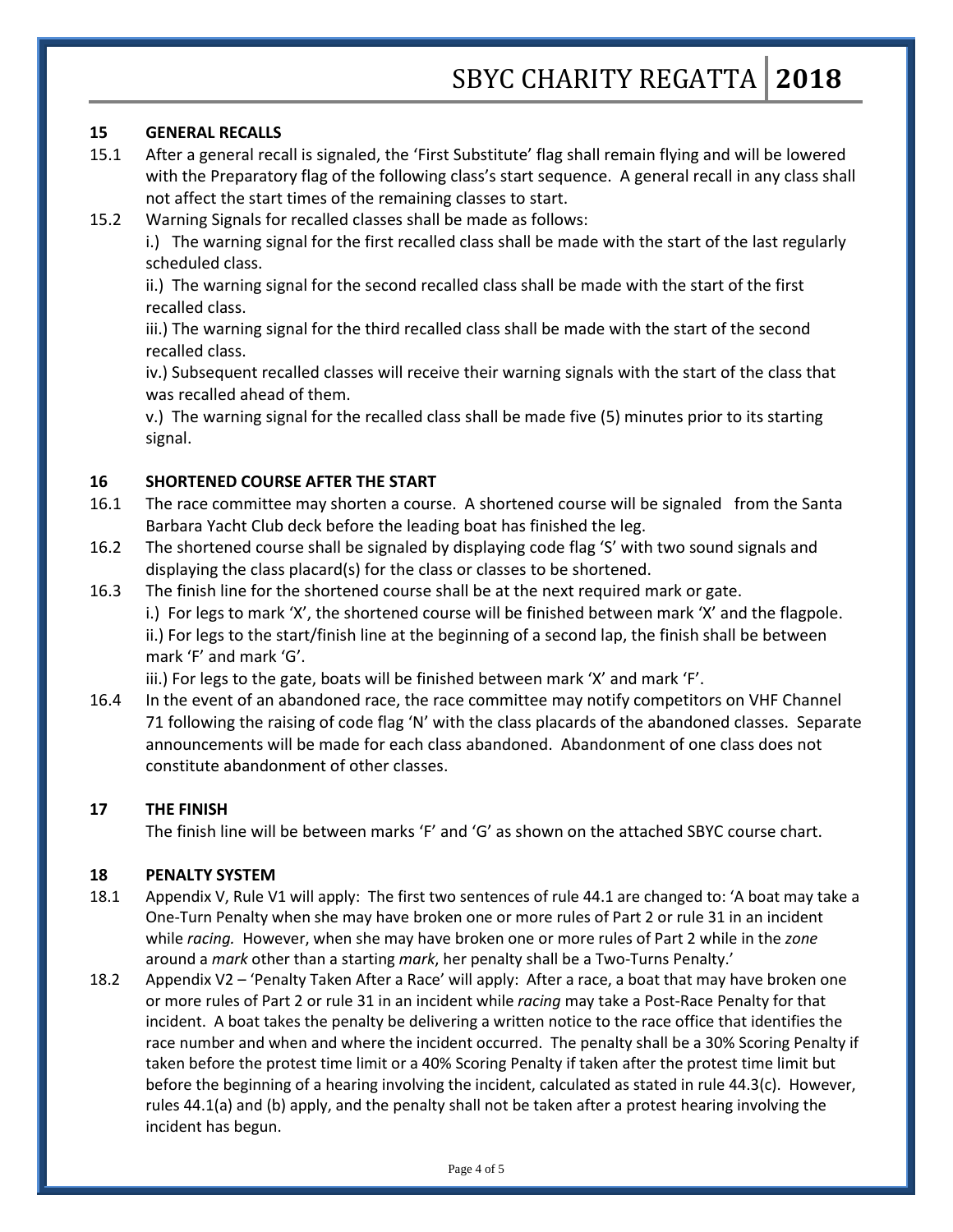## 15 GENERAL RECALLS

15.1 After a general recall is signaled, the 'First Substitute' flag shall remain flying and will be lowered with the Preparatory flag of the following class's start sequence. A general recall in any class shall not affect the start times of the remaining classes to start.

15.2 Warning Signals for recalled classes shall be made as follows:

i.) The warning signal for the first recalled class shall be made with the start of the last regularly scheduled class.

ii.) The warning signal for the second recalled class shall be made with the start of the first recalled class.

iii.) The warning signal for the third recalled class shall be made with the start of the second recalled class.

iv.) Subsequent recalled classes will receive their warning signals with the start of the class that was recalled ahead of them.

v.) The warning signal for the recalled class shall be made five (5) minutes prior to its starting signal.

## 16 SHORTENED COURSE AFTER THE START

16.1 The race committee may shorten a course. A shortened course will be signaled from the Santa Barbara Yacht Club deck before the leading boat has finished the leg.

16.2 The shortened course shall be signaled by displaying code flag 'S' with two sound signals and displaying the class placard(s) for the class or classes to be shortened.

16.3 The finish line for the shortened course shall be at the next required mark or gate.

i.) For legs to mark 'X', the shortened course will be finished between mark 'X' and the flagpole.

ii.) For legs to the start/finish line at the beginning of a second lap, the finish shall be between mark 'F' and mark 'G'.

iii.) For legs to the gate, boats will be finished between mark 'X' and mark 'F'.

16.4 In the event of an abandoned race, the race committee may notify competitors on VHF Channel 71 following the raising of code flag 'N' with the class placards of the abandoned classes. Separate announcements will be made for each class abandoned. Abandonment of one class does not constitute abandonment of other classes.

## 17 THE FINISH

The finish line will be between marks 'F' and 'G' as shown on the attached SBYC course chart.

## 18 PENALTY SYSTEM

18.1 Appendix V, Rule V1 will apply: The first two sentences of rule 44.1 are changed to: 'A boat may take a One-Turn Penalty when she may have broken one or more rules of Part 2 or rule 31 in an incident while *racing.* However, when she may have broken one or more rules of Part 2 while in the *zone* around a *mark* other than a starting *mark*, her penalty shall be a Two-Turns Penalty.'

18.2 Appendix V2 – 'Penalty Taken After a Race' will apply: After a race, a boat that may have broken one or more rules of Part 2 or rule 31 in an incident while *racing* may take a Post-Race Penalty for that incident. A boat takes the penalty be delivering a written notice to the race office that identifies the race number and when and where the incident occurred. The penalty shall be a 30% Scoring Penalty if taken before the protest time limit or a 40% Scoring Penalty if taken after the protest time limit but before the beginning of a hearing involving the incident, calculated as stated in rule 44.3(c). However, rules 44.1(a) and (b) apply, and the penalty shall not be taken after a protest hearing involving the incident has begun.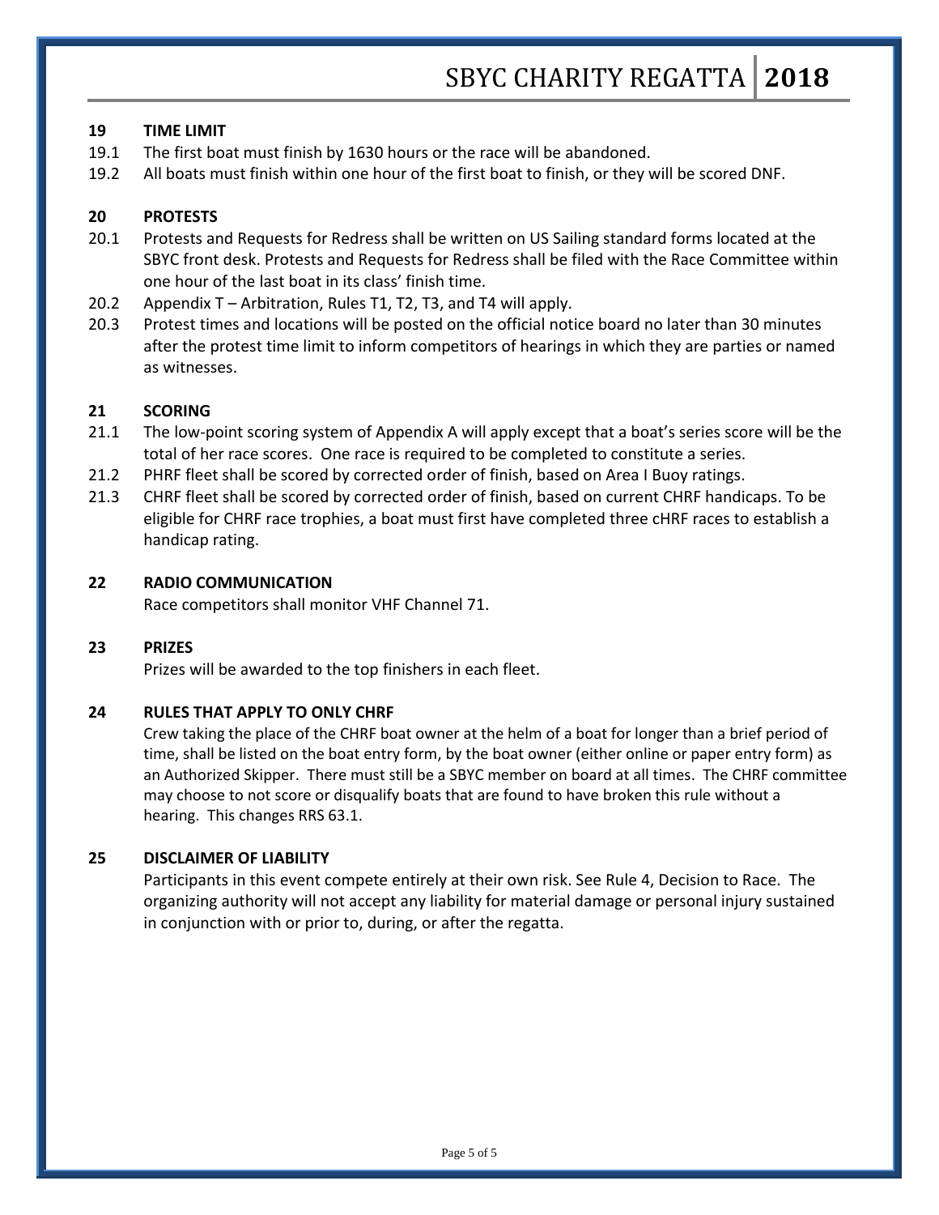## 19 TIME LIMIT

19.1 The first boat must finish by 1630 hours or the race will be abandoned.

19.2 All boats must finish within one hour of the first boat to finish, or they will be scored DNF.

## 20 PROTESTS

20.1 Protests and Requests for Redress shall be written on US Sailing standard forms located at the SBYC front desk. Protests and Requests for Redress shall be filed with the Race Committee within one hour of the last boat in its class' finish time.

20.2 Appendix T – Arbitration, Rules T1, T2, T3, and T4 will apply.

20.3 Protest times and locations will be posted on the official notice board no later than 30 minutes after the protest time limit to inform competitors of hearings in which they are parties or named as witnesses.

## 21 SCORING

21.1 The low-point scoring system of Appendix A will apply except that a boat's series score will be the total of her race scores. One race is required to be completed to constitute a series.

21.2 PHRF fleet shall be scored by corrected order of finish, based on Area I Buoy ratings.

21.3 CHRF fleet shall be scored by corrected order of finish, based on current CHRF handicaps. To be eligible for CHRF race trophies, a boat must first have completed three cHRF races to establish a handicap rating.

## 22 RADIO COMMUNICATION

Race competitors shall monitor VHF Channel 71.

## 23 PRIZES

Prizes will be awarded to the top finishers in each fleet.

## 24 RULES THAT APPLY TO ONLY CHRF

Crew taking the place of the CHRF boat owner at the helm of a boat for longer than a brief period of time, shall be listed on the boat entry form, by the boat owner (either online or paper entry form) as an Authorized Skipper. There must still be a SBYC member on board at all times. The CHRF committee may choose to not score or disqualify boats that are found to have broken this rule without a hearing. This changes RRS 63.1.

## 25 DISCLAIMER OF LIABILITY

Participants in this event compete entirely at their own risk. See Rule 4, Decision to Race. The organizing authority will not accept any liability for material damage or personal injury sustained in conjunction with or prior to, during, or after the regatta.